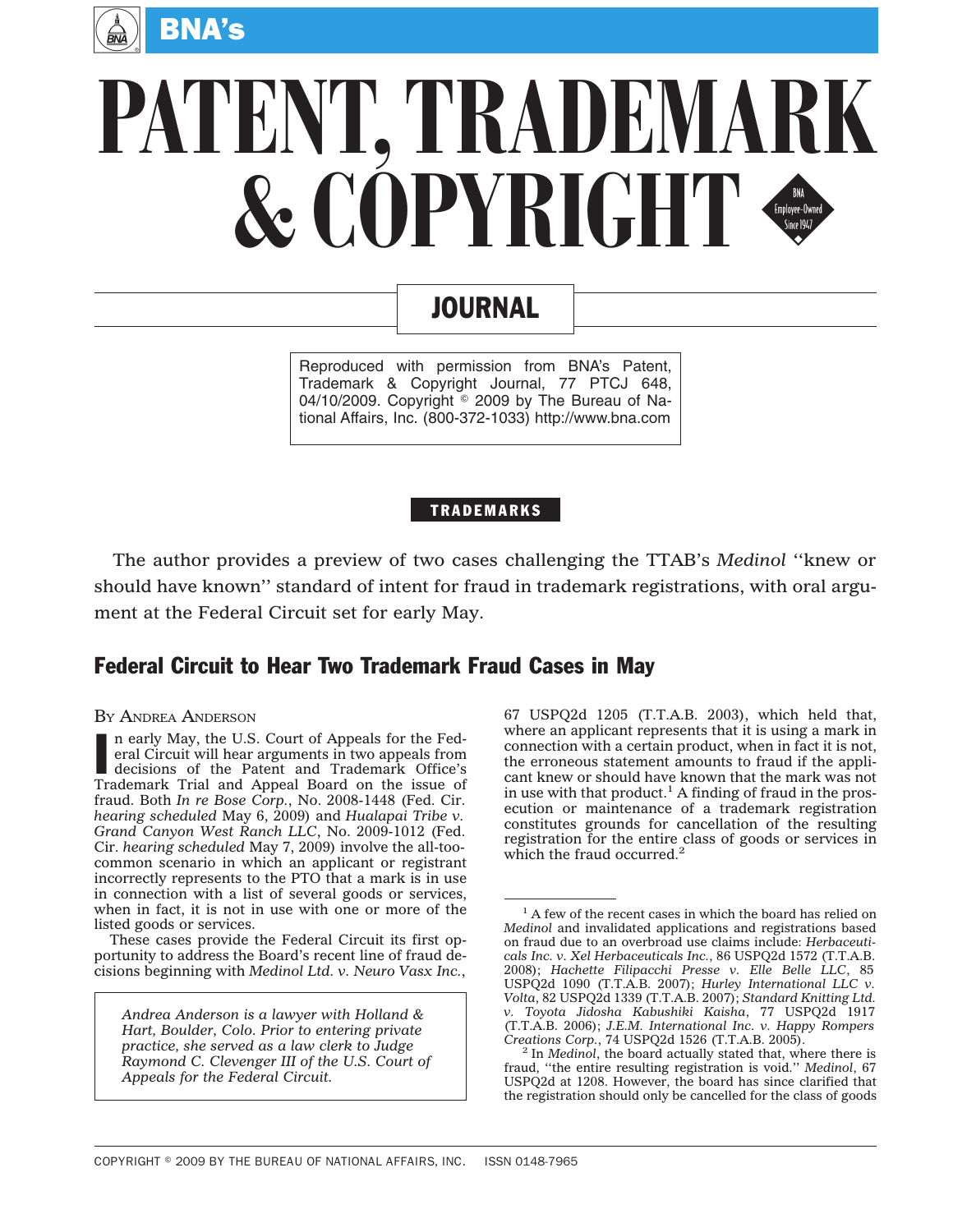# PATENT, TRADEMARK & COPYRIGHT

## JOURNAL

Reproduced with permission from BNA's Patent, Trademark & Copyright Journal, 77 PTCJ 648, 04/10/2009. Copyright © 2009 by The Bureau of National Affairs, Inc. (800-372-1033) http://www.bna.com

**TRADEMARKS**

The author provides a preview of two cases challenging the TTAB's *Medinol* ''knew or should have known'' standard of intent for fraud in trademark registrations, with oral argument at the Federal Circuit set for early May.

## Federal Circuit to Hear Two Trademark Fraud Cases in May

BY ANDREA ANDERSON

In early May, the U.S. Court of Appeals for the Federal Circuit will hear arguments in two appeals from decisions of the Patent and Trademark Office's Trademark Trial and Appeal Board on the issue of fraud. Both *In re Bose Corp.*, No. 2008-1448 (Fed. Cir. *hearing scheduled* May 6, 2009) and *Hualapai Tribe v. Grand Canyon West Ranch LLC*, No. 2009-1012 (Fed. Cir. *hearing scheduled* May 7, 2009) involve the all-too-common scenario in which an applicant or registrant incorrectly represents to the PTO that a mark is in use in connection with a list of several goods or services, when in fact, it is not in use with one or more of the listed goods or services.

These cases provide the Federal Circuit its first opportunity to address the Board's recent line of fraud decisions beginning with *Medinol Ltd. v. Neuro Vasx Inc.*, 67 USPQ2d 1205 (T.T.A.B. 2003), which held that, where an applicant represents that it is using a mark in connection with a certain product, when in fact it is not, the erroneous statement amounts to fraud if the applicant knew or should have known that the mark was not in use with that product.[1] A finding of fraud in the prosecution or maintenance of a trademark registration constitutes grounds for cancellation of the resulting registration for the entire class of goods or services in which the fraud occurred.[2]

*Andrea Anderson is a lawyer with Holland & Hart, Boulder, Colo. Prior to entering private practice, she served as a law clerk to Judge Raymond C. Clevenger III of the U.S. Court of Appeals for the Federal Circuit.*

---

[1] A few of the recent cases in which the board has relied on *Medinol* and invalidated applications and registrations based on fraud due to an overbroad use claims include: *Herbaceuticals Inc. v. Xel Herbaceuticals Inc.*, 86 USPQ2d 1572 (T.T.A.B. 2008); *Hachette Filipacchi Presse v. Elle Belle LLC*, 85 USPQ2d 1090 (T.T.A.B. 2007); *Hurley International LLC v. Volta*, 82 USPQ2d 1339 (T.T.A.B. 2007); *Standard Knitting Ltd. v. Toyota Jidosha Kabushiki Kaisha*, 77 USPQ2d 1917 (T.T.A.B. 2006); *J.E.M. International Inc. v. Happy Rompers Creations Corp.*, 74 USPQ2d 1526 (T.T.A.B. 2005).

[2] In *Medinol*, the board actually stated that, where there is fraud, ''the entire resulting registration is void.'' *Medinol*, 67 USPQ2d at 1208. However, the board has since clarified that the registration should only be cancelled for the class of goods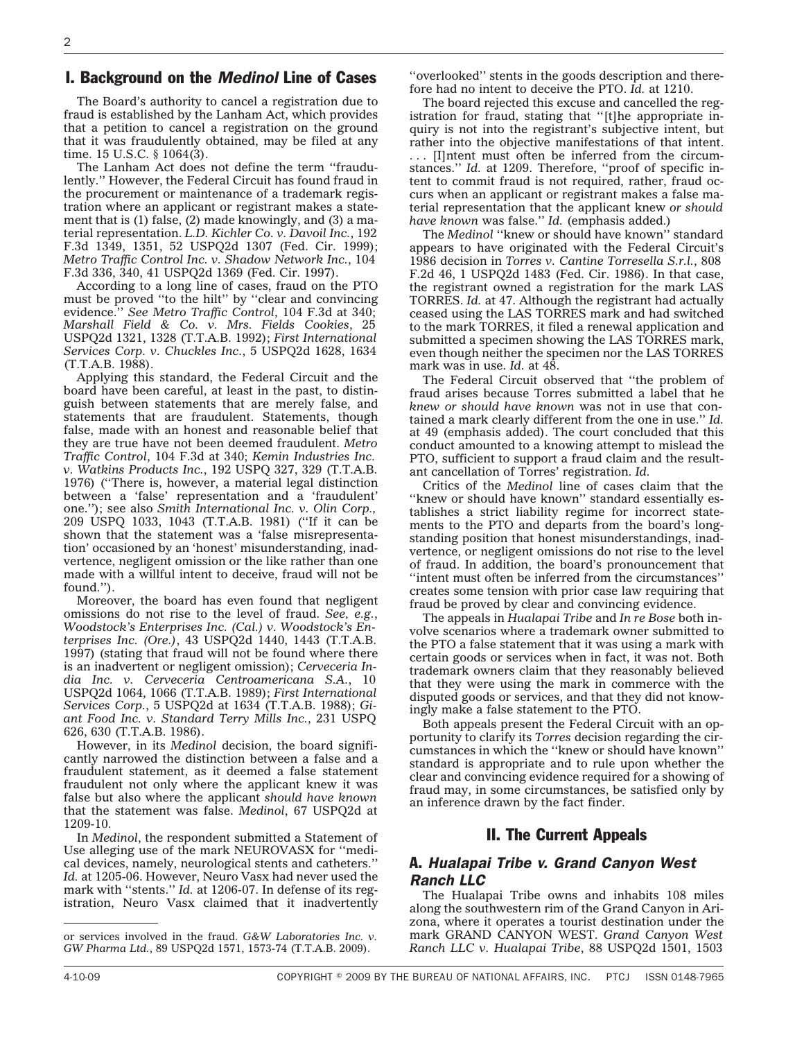## I. Background on the *Medinol* Line of Cases

The Board's authority to cancel a registration due to fraud is established by the Lanham Act, which provides that a petition to cancel a registration on the ground that it was fraudulently obtained, may be filed at any time. 15 U.S.C. § 1064(3).

The Lanham Act does not define the term ''fraudulently.'' However, the Federal Circuit has found fraud in the procurement or maintenance of a trademark registration where an applicant or registrant makes a statement that is (1) false, (2) made knowingly, and (3) a material representation. *L.D. Kichler Co. v. Davoil Inc.*, 192 F.3d 1349, 1351, 52 USPQ2d 1307 (Fed. Cir. 1999); *Metro Traffic Control Inc. v. Shadow Network Inc.*, 104 F.3d 336, 340, 41 USPQ2d 1369 (Fed. Cir. 1997).

According to a long line of cases, fraud on the PTO must be proved ''to the hilt'' by ''clear and convincing evidence.'' *See Metro Traffic Control*, 104 F.3d at 340; *Marshall Field & Co. v. Mrs. Fields Cookies*, 25 USPQ2d 1321, 1328 (T.T.A.B. 1992); *First International Services Corp. v. Chuckles Inc.*, 5 USPQ2d 1628, 1634 (T.T.A.B. 1988).

Applying this standard, the Federal Circuit and the board have been careful, at least in the past, to distinguish between statements that are merely false, and statements that are fraudulent. Statements, though false, made with an honest and reasonable belief that they are true have not been deemed fraudulent. *Metro Traffic Control*, 104 F.3d at 340; *Kemin Industries Inc. v. Watkins Products Inc.*, 192 USPQ 327, 329 (T.T.A.B. 1976) (''There is, however, a material legal distinction between a 'false' representation and a 'fraudulent' one.''); see also *Smith International Inc. v. Olin Corp.*, 209 USPQ 1033, 1043 (T.T.A.B. 1981) (''If it can be shown that the statement was a 'false misrepresentation' occasioned by an 'honest' misunderstanding, inadvertence, negligent omission or the like rather than one made with a willful intent to deceive, fraud will not be found.'').

Moreover, the board has even found that negligent omissions do not rise to the level of fraud. *See, e.g.*, *Woodstock's Enterprises Inc. (Cal.) v. Woodstock's Enterprises Inc. (Ore.)*, 43 USPQ2d 1440, 1443 (T.T.A.B. 1997) (stating that fraud will not be found where there is an inadvertent or negligent omission); *Cerveceria India Inc. v. Cerveceria Centroamericana S.A.*, 10 USPQ2d 1064, 1066 (T.T.A.B. 1989); *First International Services Corp.*, 5 USPQ2d at 1634 (T.T.A.B. 1988); *Giant Food Inc. v. Standard Terry Mills Inc.*, 231 USPQ 626, 630 (T.T.A.B. 1986).

However, in its *Medinol* decision, the board significantly narrowed the distinction between a false and a fraudulent statement, as it deemed a false statement fraudulent not only where the applicant knew it was false but also where the applicant *should have known* that the statement was false. *Medinol*, 67 USPQ2d at 1209-10.

In *Medinol*, the respondent submitted a Statement of Use alleging use of the mark NEUROVASX for ''medical devices, namely, neurological stents and catheters.'' *Id.* at 1205-06. However, Neuro Vasx had never used the mark with ''stents.'' *Id.* at 1206-07. In defense of its registration, Neuro Vasx claimed that it inadvertently ''overlooked'' stents in the goods description and therefore had no intent to deceive the PTO. *Id.* at 1210.

The board rejected this excuse and cancelled the registration for fraud, stating that ''[t]he appropriate inquiry is not into the registrant's subjective intent, but rather into the objective manifestations of that intent. . . . [I]ntent must often be inferred from the circumstances.'' *Id.* at 1209. Therefore, ''proof of specific intent to commit fraud is not required, rather, fraud occurs when an applicant or registrant makes a false material representation that the applicant knew *or should have known* was false.'' *Id.* (emphasis added.)

The *Medinol* ''knew or should have known'' standard appears to have originated with the Federal Circuit's 1986 decision in *Torres v. Cantine Torresella S.r.l.*, 808 F.2d 46, 1 USPQ2d 1483 (Fed. Cir. 1986). In that case, the registrant owned a registration for the mark LAS TORRES. *Id.* at 47. Although the registrant had actually ceased using the LAS TORRES mark and had switched to the mark TORRES, it filed a renewal application and submitted a specimen showing the LAS TORRES mark, even though neither the specimen nor the LAS TORRES mark was in use. *Id.* at 48.

The Federal Circuit observed that ''the problem of fraud arises because Torres submitted a label that he *knew or should have known* was not in use that contained a mark clearly different from the one in use.'' *Id.* at 49 (emphasis added). The court concluded that this conduct amounted to a knowing attempt to mislead the PTO, sufficient to support a fraud claim and the resultant cancellation of Torres' registration. *Id.*

Critics of the *Medinol* line of cases claim that the ''knew or should have known'' standard essentially establishes a strict liability regime for incorrect statements to the PTO and departs from the board's longstanding position that honest misunderstandings, inadvertence, or negligent omissions do not rise to the level of fraud. In addition, the board's pronouncement that ''intent must often be inferred from the circumstances'' creates some tension with prior case law requiring that fraud be proved by clear and convincing evidence.

The appeals in *Hualapai Tribe* and *In re Bose* both involve scenarios where a trademark owner submitted to the PTO a false statement that it was using a mark with certain goods or services when in fact, it was not. Both trademark owners claim that they reasonably believed that they were using the mark in commerce with the disputed goods or services, and that they did not knowingly make a false statement to the PTO.

Both appeals present the Federal Circuit with an opportunity to clarify its *Torres* decision regarding the circumstances in which the ''knew or should have known'' standard is appropriate and to rule upon whether the clear and convincing evidence required for a showing of fraud may, in some circumstances, be satisfied only by an inference drawn by the fact finder.

## II. The Current Appeals

### A. *Hualapai Tribe v. Grand Canyon West Ranch LLC*

The Hualapai Tribe owns and inhabits 108 miles along the southwestern rim of the Grand Canyon in Arizona, where it operates a tourist destination under the mark GRAND CANYON WEST. *Grand Canyon West Ranch LLC v. Hualapai Tribe*, 88 USPQ2d 1501, 1503

or services involved in the fraud. *G&W Laboratories Inc. v. GW Pharma Ltd.*, 89 USPQ2d 1571, 1573-74 (T.T.A.B. 2009).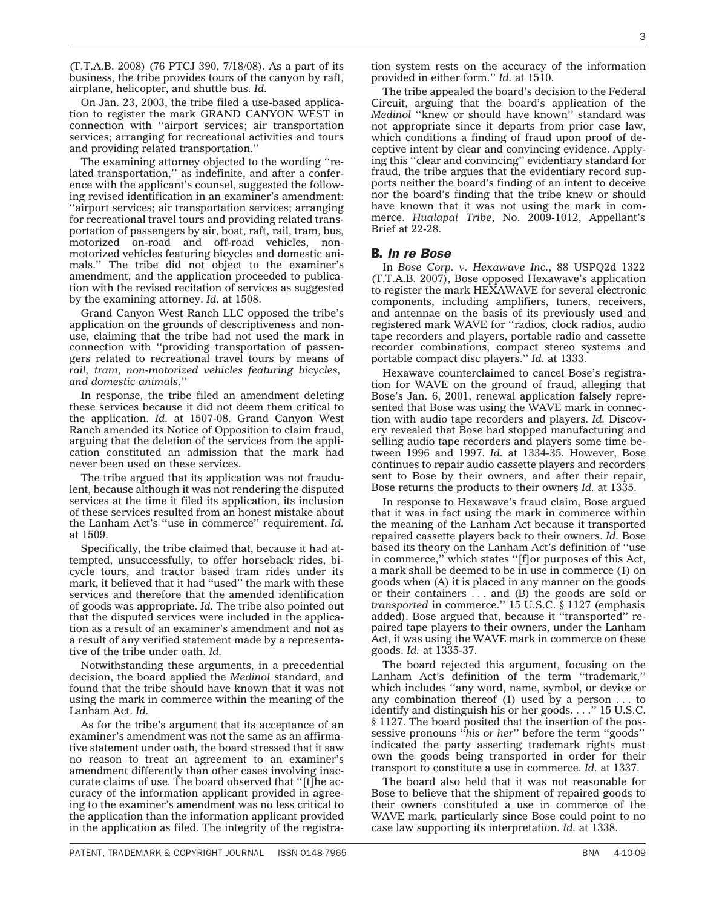(T.T.A.B. 2008) (76 PTCJ 390, 7/18/08). As a part of its business, the tribe provides tours of the canyon by raft, airplane, helicopter, and shuttle bus. *Id.*

On Jan. 23, 2003, the tribe filed a use-based application to register the mark GRAND CANYON WEST in connection with ''airport services; air transportation services; arranging for recreational activities and tours and providing related transportation.''

The examining attorney objected to the wording ''related transportation,'' as indefinite, and after a conference with the applicant's counsel, suggested the following revised identification in an examiner's amendment: ''airport services; air transportation services; arranging for recreational travel tours and providing related transportation of passengers by air, boat, raft, rail, tram, bus, motorized on-road and off-road vehicles, non-motorized vehicles featuring bicycles and domestic animals.'' The tribe did not object to the examiner's amendment, and the application proceeded to publication with the revised recitation of services as suggested by the examining attorney. *Id.* at 1508.

Grand Canyon West Ranch LLC opposed the tribe's application on the grounds of descriptiveness and nonuse, claiming that the tribe had not used the mark in connection with ''providing transportation of passengers related to recreational travel tours by means of *rail, tram, non-motorized vehicles featuring bicycles, and domestic animals*.''

In response, the tribe filed an amendment deleting these services because it did not deem them critical to the application. *Id.* at 1507-08. Grand Canyon West Ranch amended its Notice of Opposition to claim fraud, arguing that the deletion of the services from the application constituted an admission that the mark had never been used on these services.

The tribe argued that its application was not fraudulent, because although it was not rendering the disputed services at the time it filed its application, its inclusion of these services resulted from an honest mistake about the Lanham Act's ''use in commerce'' requirement. *Id.* at 1509.

Specifically, the tribe claimed that, because it had attempted, unsuccessfully, to offer horseback rides, bicycle tours, and tractor based tram rides under its mark, it believed that it had ''used'' the mark with these services and therefore that the amended identification of goods was appropriate. *Id.* The tribe also pointed out that the disputed services were included in the application as a result of an examiner's amendment and not as a result of any verified statement made by a representative of the tribe under oath. *Id.*

Notwithstanding these arguments, in a precedential decision, the board applied the *Medinol* standard, and found that the tribe should have known that it was not using the mark in commerce within the meaning of the Lanham Act. *Id.*

As for the tribe's argument that its acceptance of an examiner's amendment was not the same as an affirmative statement under oath, the board stressed that it saw no reason to treat an agreement to an examiner's amendment differently than other cases involving inaccurate claims of use. The board observed that ''[t]he accuracy of the information applicant provided in agreeing to the examiner's amendment was no less critical to the application than the information applicant provided in the application as filed. The integrity of the registration system rests on the accuracy of the information provided in either form.'' *Id.* at 1510.

The tribe appealed the board's decision to the Federal Circuit, arguing that the board's application of the *Medinol* ''knew or should have known'' standard was not appropriate since it departs from prior case law, which conditions a finding of fraud upon proof of deceptive intent by clear and convincing evidence. Applying this ''clear and convincing'' evidentiary standard for fraud, the tribe argues that the evidentiary record supports neither the board's finding of an intent to deceive nor the board's finding that the tribe knew or should have known that it was not using the mark in commerce. *Hualapai Tribe*, No. 2009-1012, Appellant's Brief at 22-28.

## B. *In re Bose*

In *Bose Corp. v. Hexawave Inc.*, 88 USPQ2d 1322 (T.T.A.B. 2007), Bose opposed Hexawave's application to register the mark HEXAWAVE for several electronic components, including amplifiers, tuners, receivers, and antennae on the basis of its previously used and registered mark WAVE for ''radios, clock radios, audio tape recorders and players, portable radio and cassette recorder combinations, compact stereo systems and portable compact disc players.'' *Id.* at 1333.

Hexawave counterclaimed to cancel Bose's registration for WAVE on the ground of fraud, alleging that Bose's Jan. 6, 2001, renewal application falsely represented that Bose was using the WAVE mark in connection with audio tape recorders and players. *Id.* Discovery revealed that Bose had stopped manufacturing and selling audio tape recorders and players some time between 1996 and 1997. *Id.* at 1334-35. However, Bose continues to repair audio cassette players and recorders sent to Bose by their owners, and after their repair, Bose returns the products to their owners *Id.* at 1335.

In response to Hexawave's fraud claim, Bose argued that it was in fact using the mark in commerce within the meaning of the Lanham Act because it transported repaired cassette players back to their owners. *Id.* Bose based its theory on the Lanham Act's definition of ''use in commerce,'' which states ''[f]or purposes of this Act, a mark shall be deemed to be in use in commerce (1) on goods when (A) it is placed in any manner on the goods or their containers . . . and (B) the goods are sold or *transported* in commerce.'' 15 U.S.C. § 1127 (emphasis added). Bose argued that, because it ''transported'' repaired tape players to their owners, under the Lanham Act, it was using the WAVE mark in commerce on these goods. *Id.* at 1335-37.

The board rejected this argument, focusing on the Lanham Act's definition of the term ''trademark,'' which includes ''any word, name, symbol, or device or any combination thereof (1) used by a person . . . to identify and distinguish his or her goods. . . .'' 15 U.S.C. § 1127. The board posited that the insertion of the possessive pronouns ''*his or her*'' before the term ''goods'' indicated the party asserting trademark rights must own the goods being transported in order for their transport to constitute a use in commerce. *Id.* at 1337.

The board also held that it was not reasonable for Bose to believe that the shipment of repaired goods to their owners constituted a use in commerce of the WAVE mark, particularly since Bose could point to no case law supporting its interpretation. *Id.* at 1338.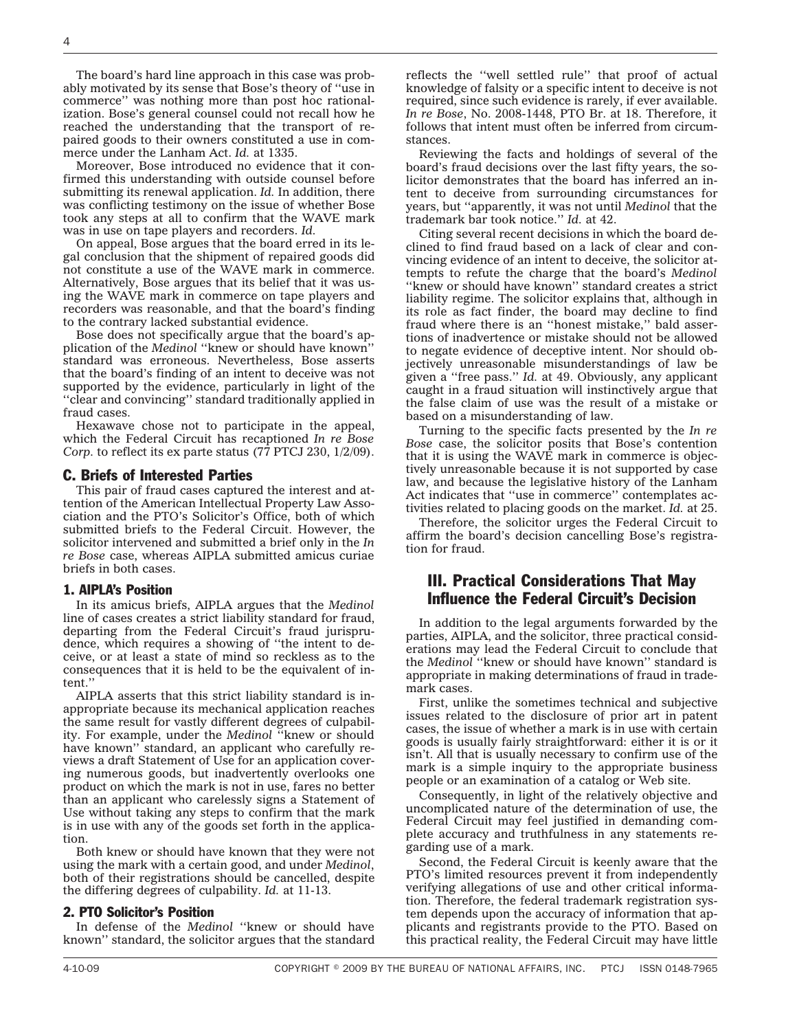The board's hard line approach in this case was probably motivated by its sense that Bose's theory of ''use in commerce'' was nothing more than post hoc rationalization. Bose's general counsel could not recall how he reached the understanding that the transport of repaired goods to their owners constituted a use in commerce under the Lanham Act. *Id.* at 1335.

Moreover, Bose introduced no evidence that it confirmed this understanding with outside counsel before submitting its renewal application. *Id.* In addition, there was conflicting testimony on the issue of whether Bose took any steps at all to confirm that the WAVE mark was in use on tape players and recorders. *Id.*

On appeal, Bose argues that the board erred in its legal conclusion that the shipment of repaired goods did not constitute a use of the WAVE mark in commerce. Alternatively, Bose argues that its belief that it was using the WAVE mark in commerce on tape players and recorders was reasonable, and that the board's finding to the contrary lacked substantial evidence.

Bose does not specifically argue that the board's application of the *Medinol* ''knew or should have known'' standard was erroneous. Nevertheless, Bose asserts that the board's finding of an intent to deceive was not supported by the evidence, particularly in light of the ''clear and convincing'' standard traditionally applied in fraud cases.

Hexawave chose not to participate in the appeal, which the Federal Circuit has recaptioned *In re Bose Corp.* to reflect its ex parte status (77 PTCJ 230, 1/2/09).

### C. Briefs of Interested Parties

This pair of fraud cases captured the interest and attention of the American Intellectual Property Law Association and the PTO's Solicitor's Office, both of which submitted briefs to the Federal Circuit. However, the solicitor intervened and submitted a brief only in the *In re Bose* case, whereas AIPLA submitted amicus curiae briefs in both cases.

#### 1. AIPLA's Position

In its amicus briefs, AIPLA argues that the *Medinol* line of cases creates a strict liability standard for fraud, departing from the Federal Circuit's fraud jurisprudence, which requires a showing of ''the intent to deceive, or at least a state of mind so reckless as to the consequences that it is held to be the equivalent of intent.''

AIPLA asserts that this strict liability standard is inappropriate because its mechanical application reaches the same result for vastly different degrees of culpability. For example, under the *Medinol* ''knew or should have known'' standard, an applicant who carefully reviews a draft Statement of Use for an application covering numerous goods, but inadvertently overlooks one product on which the mark is not in use, fares no better than an applicant who carelessly signs a Statement of Use without taking any steps to confirm that the mark is in use with any of the goods set forth in the application.

Both knew or should have known that they were not using the mark with a certain good, and under *Medinol*, both of their registrations should be cancelled, despite the differing degrees of culpability. *Id.* at 11-13.

#### 2. PTO Solicitor's Position

In defense of the *Medinol* ''knew or should have known'' standard, the solicitor argues that the standard reflects the ''well settled rule'' that proof of actual knowledge of falsity or a specific intent to deceive is not required, since such evidence is rarely, if ever available. *In re Bose*, No. 2008-1448, PTO Br. at 18. Therefore, it follows that intent must often be inferred from circumstances.

Reviewing the facts and holdings of several of the board's fraud decisions over the last fifty years, the solicitor demonstrates that the board has inferred an intent to deceive from surrounding circumstances for years, but ''apparently, it was not until *Medinol* that the trademark bar took notice.'' *Id.* at 42.

Citing several recent decisions in which the board declined to find fraud based on a lack of clear and convincing evidence of an intent to deceive, the solicitor attempts to refute the charge that the board's *Medinol* ''knew or should have known'' standard creates a strict liability regime. The solicitor explains that, although in its role as fact finder, the board may decline to find fraud where there is an ''honest mistake,'' bald assertions of inadvertence or mistake should not be allowed to negate evidence of deceptive intent. Nor should objectively unreasonable misunderstandings of law be given a ''free pass.'' *Id.* at 49. Obviously, any applicant caught in a fraud situation will instinctively argue that the false claim of use was the result of a mistake or based on a misunderstanding of law.

Turning to the specific facts presented by the *In re Bose* case, the solicitor posits that Bose's contention that it is using the WAVE mark in commerce is objectively unreasonable because it is not supported by case law, and because the legislative history of the Lanham Act indicates that ''use in commerce'' contemplates activities related to placing goods on the market. *Id.* at 25.

Therefore, the solicitor urges the Federal Circuit to affirm the board's decision cancelling Bose's registration for fraud.

## III. Practical Considerations That May Influence the Federal Circuit's Decision

In addition to the legal arguments forwarded by the parties, AIPLA, and the solicitor, three practical considerations may lead the Federal Circuit to conclude that the *Medinol* ''knew or should have known'' standard is appropriate in making determinations of fraud in trademark cases.

First, unlike the sometimes technical and subjective issues related to the disclosure of prior art in patent cases, the issue of whether a mark is in use with certain goods is usually fairly straightforward: either it is or it isn't. All that is usually necessary to confirm use of the mark is a simple inquiry to the appropriate business people or an examination of a catalog or Web site.

Consequently, in light of the relatively objective and uncomplicated nature of the determination of use, the Federal Circuit may feel justified in demanding complete accuracy and truthfulness in any statements regarding use of a mark.

Second, the Federal Circuit is keenly aware that the PTO's limited resources prevent it from independently verifying allegations of use and other critical information. Therefore, the federal trademark registration system depends upon the accuracy of information that applicants and registrants provide to the PTO. Based on this practical reality, the Federal Circuit may have little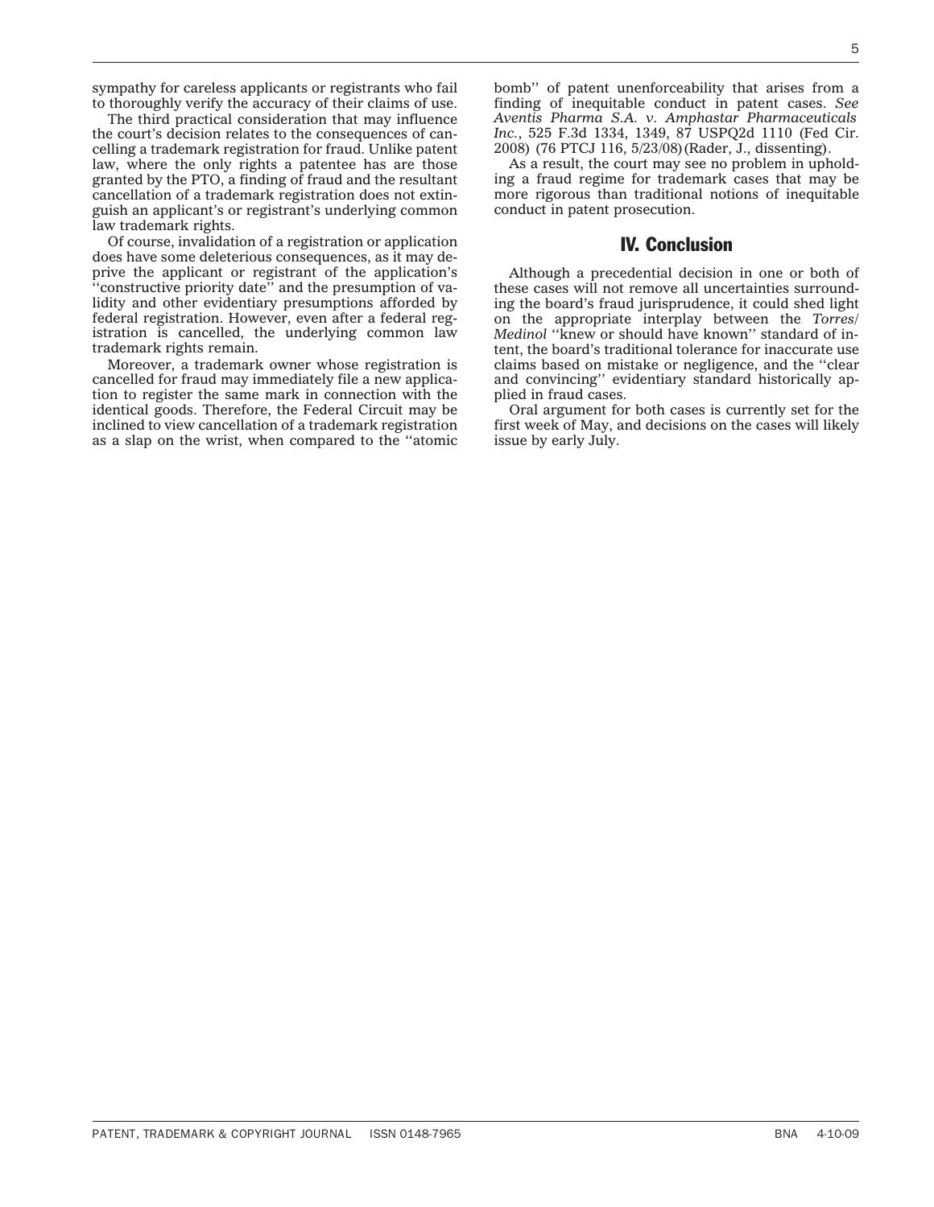sympathy for careless applicants or registrants who fail to thoroughly verify the accuracy of their claims of use.

The third practical consideration that may influence the court's decision relates to the consequences of cancelling a trademark registration for fraud. Unlike patent law, where the only rights a patentee has are those granted by the PTO, a finding of fraud and the resultant cancellation of a trademark registration does not extinguish an applicant's or registrant's underlying common law trademark rights.

Of course, invalidation of a registration or application does have some deleterious consequences, as it may deprive the applicant or registrant of the application's ''constructive priority date'' and the presumption of validity and other evidentiary presumptions afforded by federal registration. However, even after a federal registration is cancelled, the underlying common law trademark rights remain.

Moreover, a trademark owner whose registration is cancelled for fraud may immediately file a new application to register the same mark in connection with the identical goods. Therefore, the Federal Circuit may be inclined to view cancellation of a trademark registration as a slap on the wrist, when compared to the ''atomic bomb'' of patent unenforceability that arises from a finding of inequitable conduct in patent cases. *See Aventis Pharma S.A. v. Amphastar Pharmaceuticals Inc.*, 525 F.3d 1334, 1349, 87 USPQ2d 1110 (Fed Cir. 2008) (76 PTCJ 116, 5/23/08) (Rader, J., dissenting).

As a result, the court may see no problem in upholding a fraud regime for trademark cases that may be more rigorous than traditional notions of inequitable conduct in patent prosecution.

## IV. Conclusion

Although a precedential decision in one or both of these cases will not remove all uncertainties surrounding the board's fraud jurisprudence, it could shed light on the appropriate interplay between the *Torres*/*Medinol* ''knew or should have known'' standard of intent, the board's traditional tolerance for inaccurate use claims based on mistake or negligence, and the ''clear and convincing'' evidentiary standard historically applied in fraud cases.

Oral argument for both cases is currently set for the first week of May, and decisions on the cases will likely issue by early July.